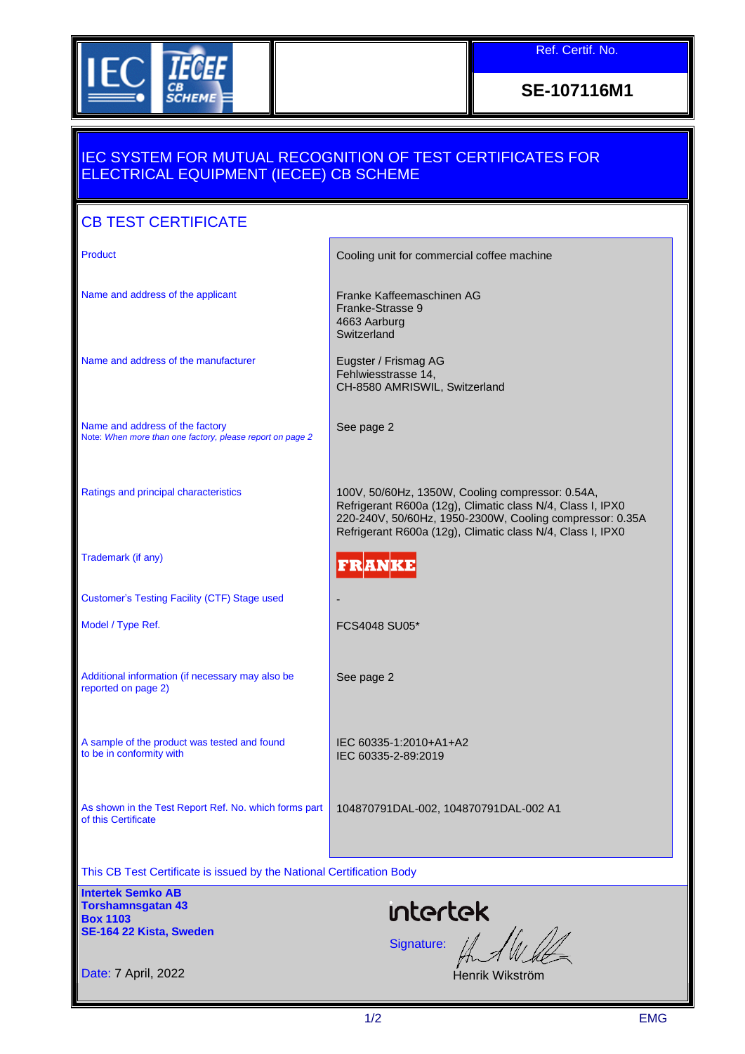IEC IECEE CB SCHEME

**Ref. Certif. No.**

**SE-107116M1**

# IEC SYSTEM FOR MUTUAL RECOGNITION OF TEST CERTIFICATES FOR ELECTRICAL EQUIPMENT (IECEE) CB SCHEME

## CB TEST CERTIFICATE

| | |
|---|---|
| Product | Cooling unit for commercial coffee machine |
| Name and address of the applicant | Franke Kaffeemaschinen AG<br>Franke-Strasse 9<br>4663 Aarburg<br>Switzerland |
| Name and address of the manufacturer | Eugster / Frismag AG<br>Fehlwiesstrasse 14,<br>CH-8580 AMRISWIL, Switzerland |
| Name and address of the factory<br>Note: *When more than one factory, please report on page 2* | See page 2 |
| Ratings and principal characteristics | 100V, 50/60Hz, 1350W, Cooling compressor: 0.54A,<br>Refrigerant R600a (12g), Climatic class N/4, Class I, IPX0<br>220-240V, 50/60Hz, 1950-2300W, Cooling compressor: 0.35A<br>Refrigerant R600a (12g), Climatic class N/4, Class I, IPX0 |
| Trademark (if any) | FRANKE |
| Customer's Testing Facility (CTF) Stage used | - |
| Model / Type Ref. | FCS4048 SU05* |
| Additional information (if necessary may also be reported on page 2) | See page 2 |
| A sample of the product was tested and found to be in conformity with | IEC 60335-1:2010+A1+A2<br>IEC 60335-2-89:2019 |
| As shown in the Test Report Ref. No. which forms part of this Certificate | 104870791DAL-002, 104870791DAL-002 A1 |

This CB Test Certificate is issued by the National Certification Body

**Intertek Semko AB**
**Torshamnsgatan 43**
**Box 1103**
**SE-164 22 Kista, Sweden**

intertek

Signature: Henrik Wikström

Date: 7 April, 2022

EMG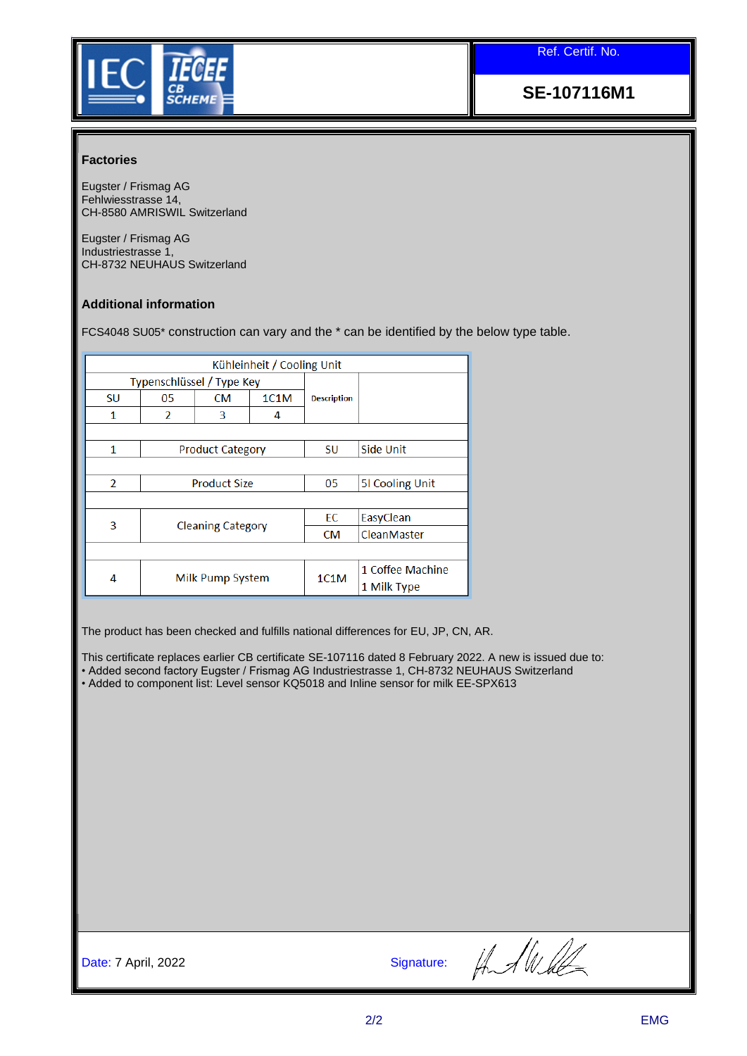Ref. Certif. No.

**SE-107116M1**

### Factories

Eugster / Frismag AG
Fehlwiesstrasse 14,
CH-8580 AMRISWIL Switzerland

Eugster / Frismag AG
Industriestrasse 1,
CH-8732 NEUHAUS Switzerland

### Additional information

FCS4048 SU05* construction can vary and the * can be identified by the below type table.

| Kühleinheit / Cooling Unit | | | | | |
|---|---|---|---|---|---|
| Typenschlüssel / Type Key | | | | Description | |
| SU | 05 | CM | 1C1M | | |
| 1 | 2 | 3 | 4 | | |
| | | | | | |
| 1 | Product Category | | | SU | Side Unit |
| | | | | | |
| 2 | Product Size | | | 05 | 5l Cooling Unit |
| | | | | | |
| 3 | Cleaning Category | | | EC | EasyClean |
| | | | | CM | CleanMaster |
| | | | | | |
| 4 | Milk Pump System | | | 1C1M | 1 Coffee Machine 1 Milk Type |

The product has been checked and fulfills national differences for EU, JP, CN, AR.

This certificate replaces earlier CB certificate SE-107116 dated 8 February 2022. A new is issued due to:
• Added second factory Eugster / Frismag AG Industriestrasse 1, CH-8732 NEUHAUS Switzerland
• Added to component list: Level sensor KQ5018 and Inline sensor for milk EE-SPX613

Date: 7 April, 2022

Signature:

EMG